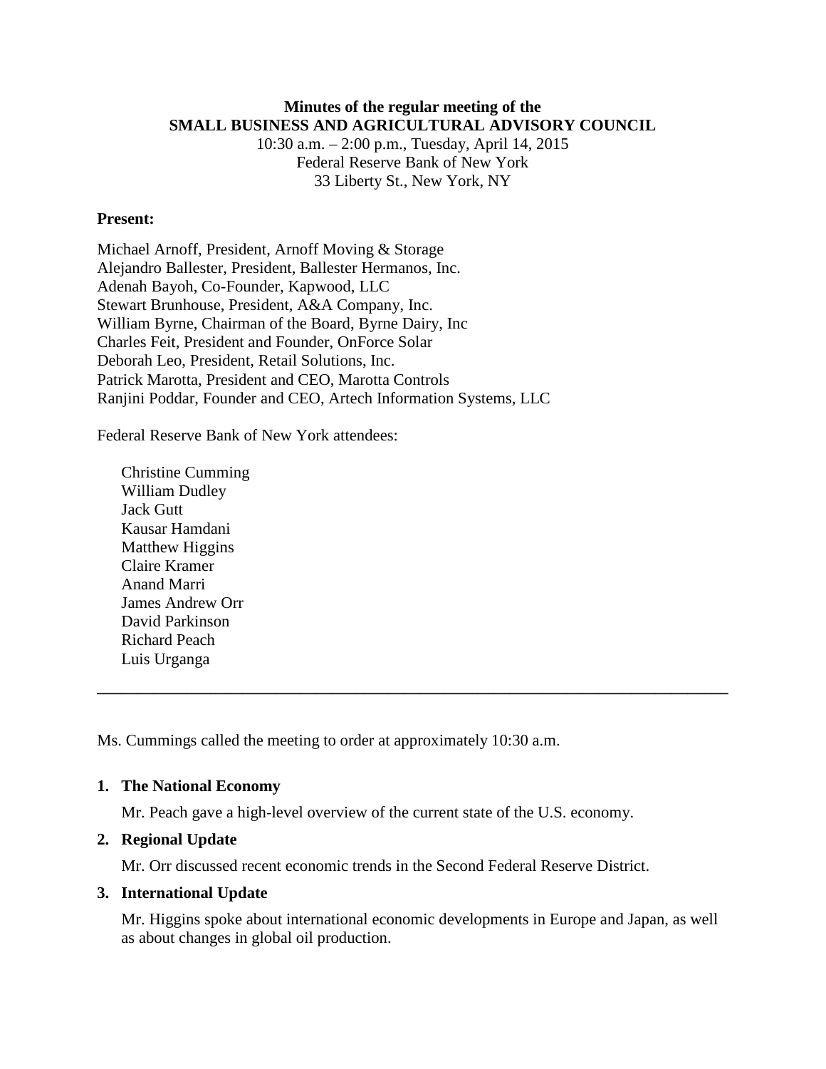**Minutes of the regular meeting of the**
**SMALL BUSINESS AND AGRICULTURAL ADVISORY COUNCIL**
10:30 a.m. – 2:00 p.m., Tuesday, April 14, 2015
Federal Reserve Bank of New York
33 Liberty St., New York, NY

**Present:**

Michael Arnoff, President, Arnoff Moving & Storage
Alejandro Ballester, President, Ballester Hermanos, Inc.
Adenah Bayoh, Co-Founder, Kapwood, LLC
Stewart Brunhouse, President, A&A Company, Inc.
William Byrne, Chairman of the Board, Byrne Dairy, Inc
Charles Feit, President and Founder, OnForce Solar
Deborah Leo, President, Retail Solutions, Inc.
Patrick Marotta, President and CEO, Marotta Controls
Ranjini Poddar, Founder and CEO, Artech Information Systems, LLC

Federal Reserve Bank of New York attendees:

Christine Cumming
William Dudley
Jack Gutt
Kausar Hamdani
Matthew Higgins
Claire Kramer
Anand Marri
James Andrew Orr
David Parkinson
Richard Peach
Luis Urganga

---

Ms. Cummings called the meeting to order at approximately 10:30 a.m.

1. **The National Economy**

   Mr. Peach gave a high-level overview of the current state of the U.S. economy.

2. **Regional Update**

   Mr. Orr discussed recent economic trends in the Second Federal Reserve District.

3. **International Update**

   Mr. Higgins spoke about international economic developments in Europe and Japan, as well as about changes in global oil production.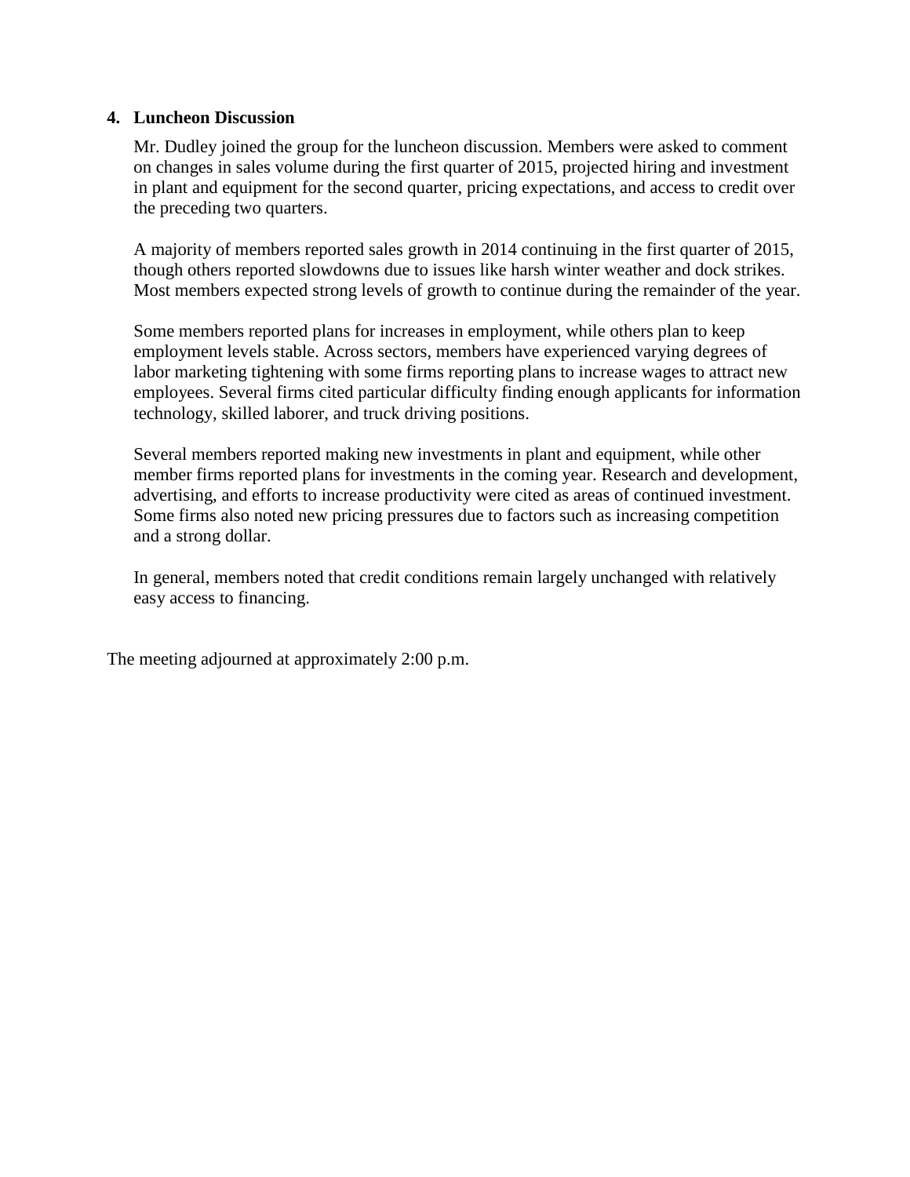4. **Luncheon Discussion**

   Mr. Dudley joined the group for the luncheon discussion. Members were asked to comment on changes in sales volume during the first quarter of 2015, projected hiring and investment in plant and equipment for the second quarter, pricing expectations, and access to credit over the preceding two quarters.

   A majority of members reported sales growth in 2014 continuing in the first quarter of 2015, though others reported slowdowns due to issues like harsh winter weather and dock strikes. Most members expected strong levels of growth to continue during the remainder of the year.

   Some members reported plans for increases in employment, while others plan to keep employment levels stable. Across sectors, members have experienced varying degrees of labor marketing tightening with some firms reporting plans to increase wages to attract new employees. Several firms cited particular difficulty finding enough applicants for information technology, skilled laborer, and truck driving positions.

   Several members reported making new investments in plant and equipment, while other member firms reported plans for investments in the coming year. Research and development, advertising, and efforts to increase productivity were cited as areas of continued investment. Some firms also noted new pricing pressures due to factors such as increasing competition and a strong dollar.

   In general, members noted that credit conditions remain largely unchanged with relatively easy access to financing.

The meeting adjourned at approximately 2:00 p.m.